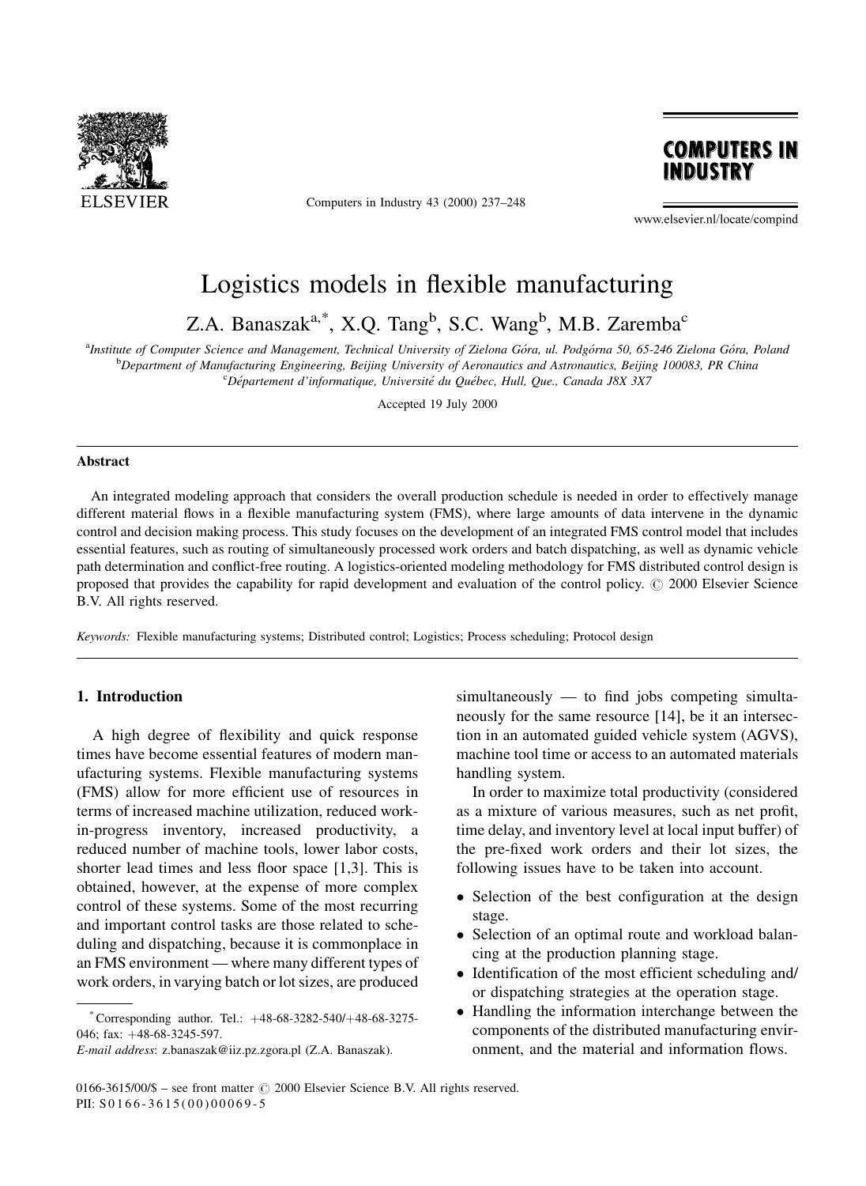// Computers in Industry 43 (2000) 237–248 — omit as journal metadata? It's first page header; omit.

# Logistics models in flexible manufacturing

Z.A. Banaszak[a,*], X.Q. Tang[b], S.C. Wang[b], M.B. Zaremba[c]

[a]Institute of Computer Science and Management, Technical University of Zielona Góra, ul. Podgórna 50, 65-246 Zielona Góra, Poland
[b]Department of Manufacturing Engineering, Beijing University of Aeronautics and Astronautics, Beijing 100083, PR China
[c]Département d'informatique, Université du Québec, Hull, Que., Canada J8X 3X7

Accepted 19 July 2000

## Abstract

An integrated modeling approach that considers the overall production schedule is needed in order to effectively manage different material flows in a flexible manufacturing system (FMS), where large amounts of data intervene in the dynamic control and decision making process. This study focuses on the development of an integrated FMS control model that includes essential features, such as routing of simultaneously processed work orders and batch dispatching, as well as dynamic vehicle path determination and conflict-free routing. A logistics-oriented modeling methodology for FMS distributed control design is proposed that provides the capability for rapid development and evaluation of the control policy. © 2000 Elsevier Science B.V. All rights reserved.

*Keywords:* Flexible manufacturing systems; Distributed control; Logistics; Process scheduling; Protocol design

## 1. Introduction

A high degree of flexibility and quick response times have become essential features of modern manufacturing systems. Flexible manufacturing systems (FMS) allow for more efficient use of resources in terms of increased machine utilization, reduced work-in-progress inventory, increased productivity, a reduced number of machine tools, lower labor costs, shorter lead times and less floor space [1,3]. This is obtained, however, at the expense of more complex control of these systems. Some of the most recurring and important control tasks are those related to scheduling and dispatching, because it is commonplace in an FMS environment — where many different types of work orders, in varying batch or lot sizes, are produced simultaneously — to find jobs competing simultaneously for the same resource [14], be it an intersection in an automated guided vehicle system (AGVS), machine tool time or access to an automated materials handling system.

In order to maximize total productivity (considered as a mixture of various measures, such as net profit, time delay, and inventory level at local input buffer) of the pre-fixed work orders and their lot sizes, the following issues have to be taken into account.

- Selection of the best configuration at the design stage.
- Selection of an optimal route and workload balancing at the production planning stage.
- Identification of the most efficient scheduling and/or dispatching strategies at the operation stage.
- Handling the information interchange between the components of the distributed manufacturing environment, and the material and information flows.

* Corresponding author. Tel.: +48-68-3282-540/+48-68-3275-046; fax: +48-68-3245-597.
*E-mail address*: z.banaszak@iiz.pz.zgora.pl (Z.A. Banaszak).

0166-3615/00/$ – see front matter © 2000 Elsevier Science B.V. All rights reserved.
PII: S0166-3615(00)00069-5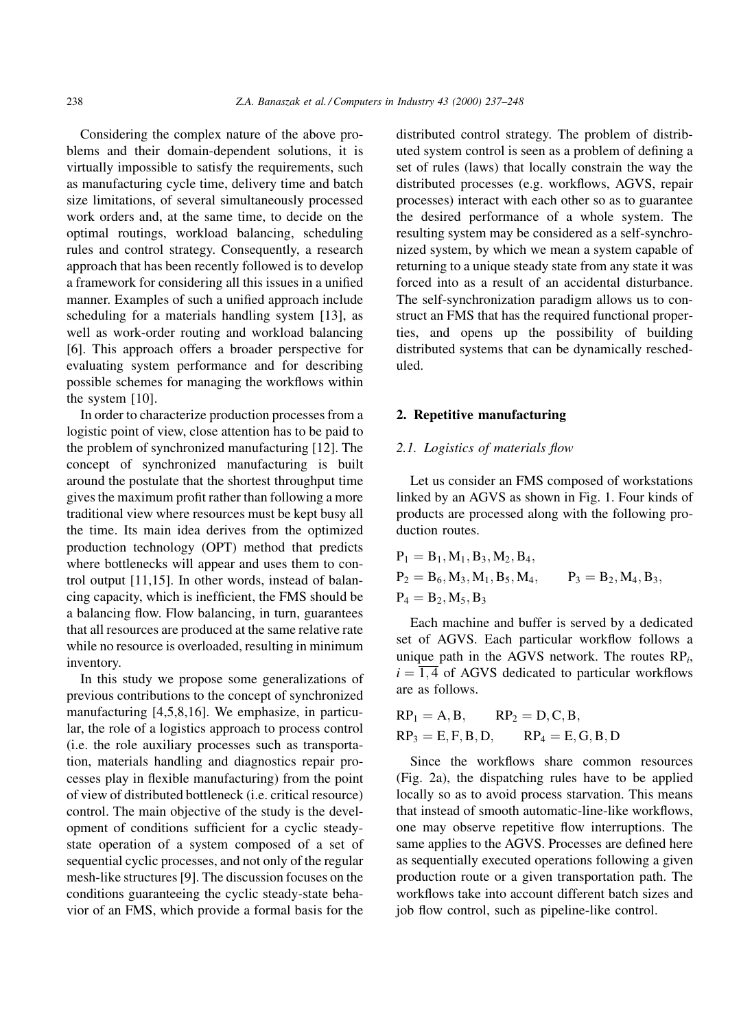Considering the complex nature of the above problems and their domain-dependent solutions, it is virtually impossible to satisfy the requirements, such as manufacturing cycle time, delivery time and batch size limitations, of several simultaneously processed work orders and, at the same time, to decide on the optimal routings, workload balancing, scheduling rules and control strategy. Consequently, a research approach that has been recently followed is to develop a framework for considering all this issues in a unified manner. Examples of such a unified approach include scheduling for a materials handling system [13], as well as work-order routing and workload balancing [6]. This approach offers a broader perspective for evaluating system performance and for describing possible schemes for managing the workflows within the system [10].

In order to characterize production processes from a logistic point of view, close attention has to be paid to the problem of synchronized manufacturing [12]. The concept of synchronized manufacturing is built around the postulate that the shortest throughput time gives the maximum profit rather than following a more traditional view where resources must be kept busy all the time. Its main idea derives from the optimized production technology (OPT) method that predicts where bottlenecks will appear and uses them to control output [11,15]. In other words, instead of balancing capacity, which is inefficient, the FMS should be a balancing flow. Flow balancing, in turn, guarantees that all resources are produced at the same relative rate while no resource is overloaded, resulting in minimum inventory.

In this study we propose some generalizations of previous contributions to the concept of synchronized manufacturing [4,5,8,16]. We emphasize, in particular, the role of a logistics approach to process control (i.e. the role auxiliary processes such as transportation, materials handling and diagnostics repair processes play in flexible manufacturing) from the point of view of distributed bottleneck (i.e. critical resource) control. The main objective of the study is the development of conditions sufficient for a cyclic steady-state operation of a system composed of a set of sequential cyclic processes, and not only of the regular mesh-like structures [9]. The discussion focuses on the conditions guaranteeing the cyclic steady-state behavior of an FMS, which provide a formal basis for the distributed control strategy. The problem of distributed system control is seen as a problem of defining a set of rules (laws) that locally constrain the way the distributed processes (e.g. workflows, AGVS, repair processes) interact with each other so as to guarantee the desired performance of a whole system. The resulting system may be considered as a self-synchronized system, by which we mean a system capable of returning to a unique steady state from any state it was forced into as a result of an accidental disturbance. The self-synchronization paradigm allows us to construct an FMS that has the required functional properties, and opens up the possibility of building distributed systems that can be dynamically rescheduled.

## 2. Repetitive manufacturing

### 2.1. Logistics of materials flow

Let us consider an FMS composed of workstations linked by an AGVS as shown in Fig. 1. Four kinds of products are processed along with the following production routes.

$$P_1 = B_1, M_1, B_3, M_2, B_4,$$
$$P_2 = B_6, M_3, M_1, B_5, M_4, \qquad P_3 = B_2, M_4, B_3,$$
$$P_4 = B_2, M_5, B_3$$

Each machine and buffer is served by a dedicated set of AGVS. Each particular workflow follows a unique path in the AGVS network. The routes $RP_i$, $i = \overline{1, 4}$ of AGVS dedicated to particular workflows are as follows.

$$RP_1 = A, B, \qquad RP_2 = D, C, B,$$
$$RP_3 = E, F, B, D, \qquad RP_4 = E, G, B, D$$

Since the workflows share common resources (Fig. 2a), the dispatching rules have to be applied locally so as to avoid process starvation. This means that instead of smooth automatic-line-like workflows, one may observe repetitive flow interruptions. The same applies to the AGVS. Processes are defined here as sequentially executed operations following a given production route or a given transportation path. The workflows take into account different batch sizes and job flow control, such as pipeline-like control.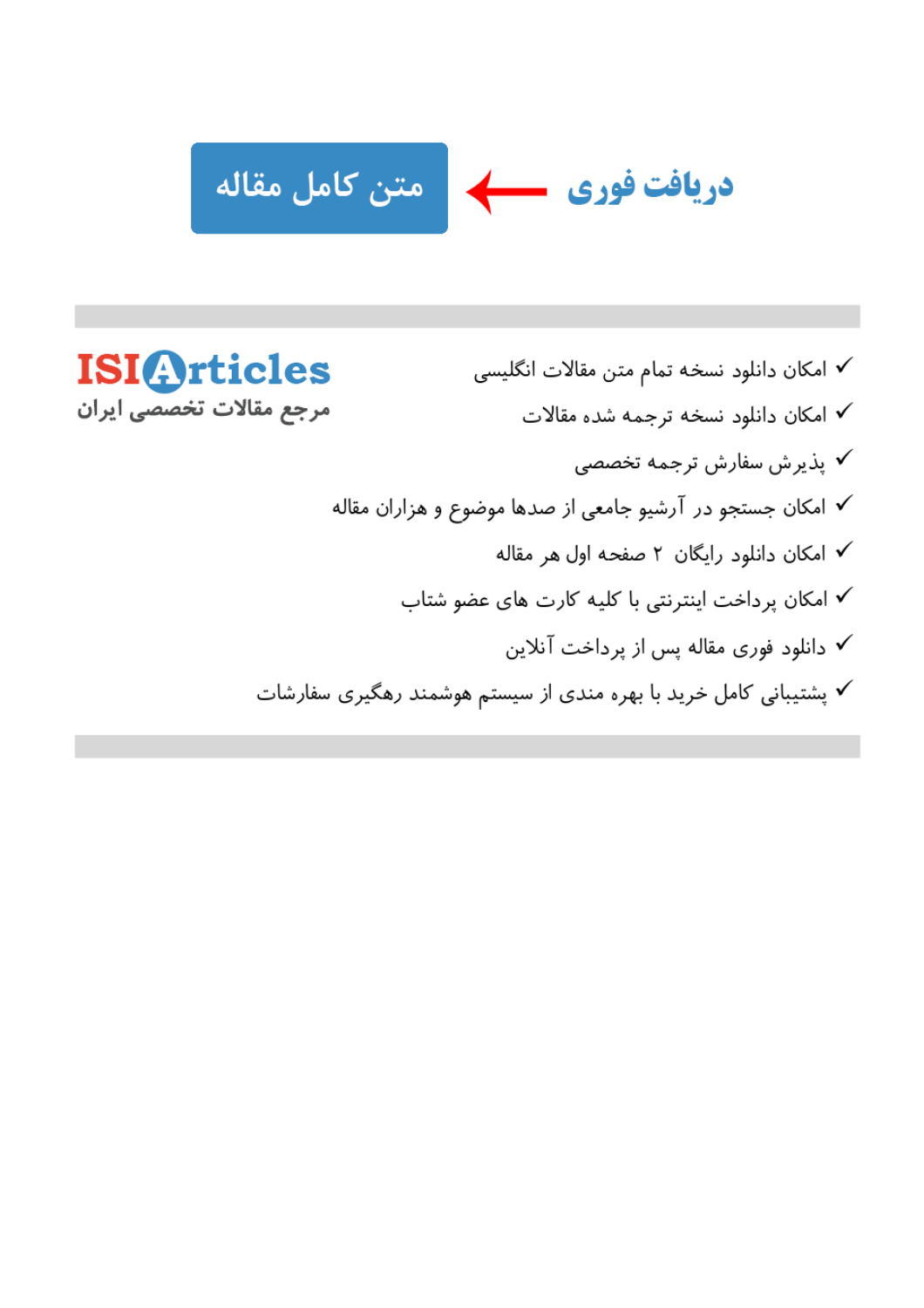دریافت فوری ← **متن کامل مقاله**

**ISIArticles**
مرجع مقالات تخصصی ایران

- ✓ امکان دانلود نسخه تمام متن مقالات انگلیسی
- ✓ امکان دانلود نسخه ترجمه شده مقالات
- ✓ پذیرش سفارش ترجمه تخصصی
- ✓ امکان جستجو در آرشیو جامعی از صدها موضوع و هزاران مقاله
- ✓ امکان دانلود رایگان ۲ صفحه اول هر مقاله
- ✓ امکان پرداخت اینترنتی با کلیه کارت های عضو شتاب
- ✓ دانلود فوری مقاله پس از پرداخت آنلاین
- ✓ پشتیبانی کامل خرید با بهره مندی از سیستم هوشمند رهگیری سفارشات